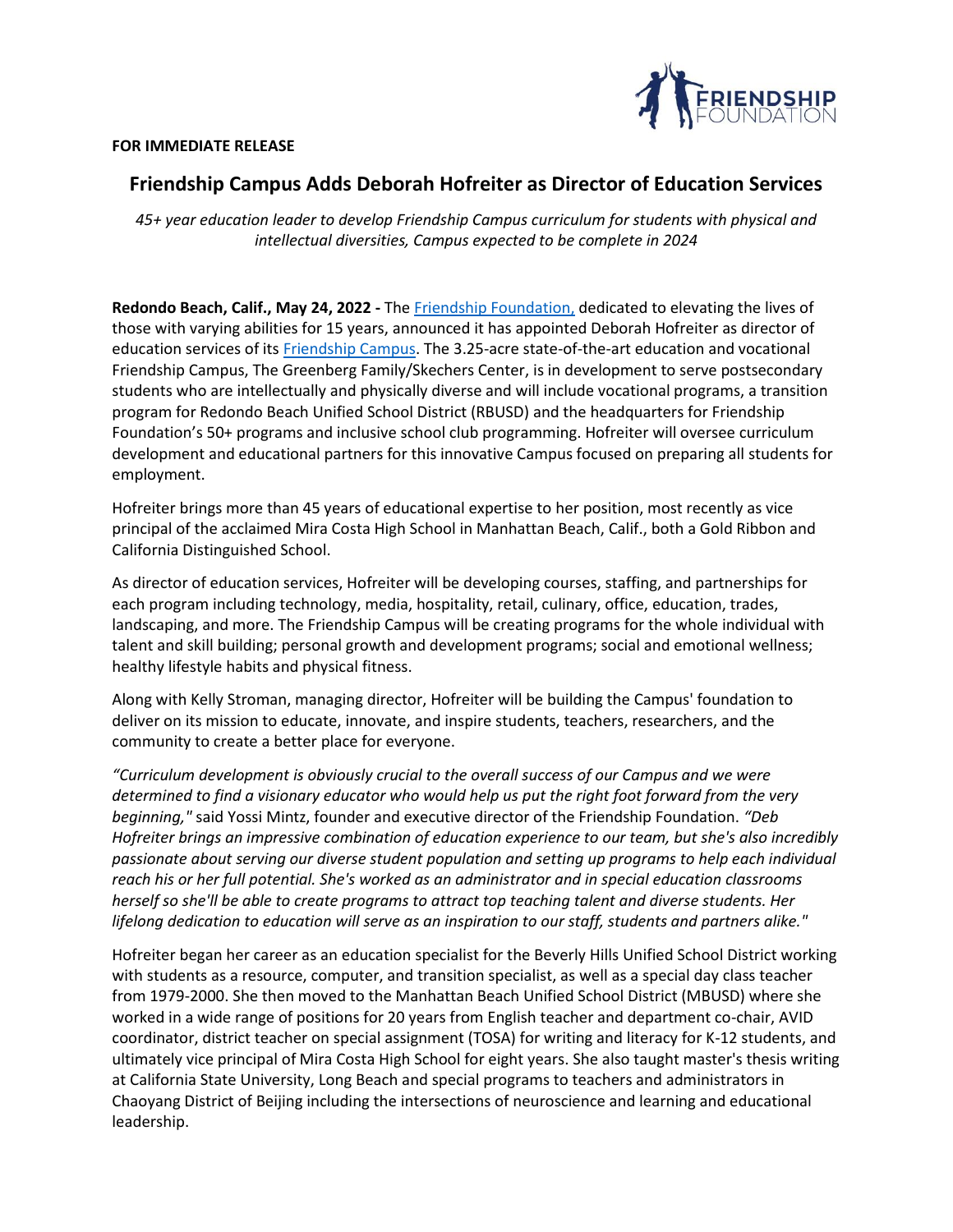**FOR IMMEDIATE RELEASE**

# Friendship Campus Adds Deborah Hofreiter as Director of Education Services

*45+ year education leader to develop Friendship Campus curriculum for students with physical and intellectual diversities, Campus expected to be complete in 2024*

**Redondo Beach, Calif., May 24, 2022 -** The Friendship Foundation, dedicated to elevating the lives of those with varying abilities for 15 years, announced it has appointed Deborah Hofreiter as director of education services of its Friendship Campus. The 3.25-acre state-of-the-art education and vocational Friendship Campus, The Greenberg Family/Skechers Center, is in development to serve postsecondary students who are intellectually and physically diverse and will include vocational programs, a transition program for Redondo Beach Unified School District (RBUSD) and the headquarters for Friendship Foundation's 50+ programs and inclusive school club programming. Hofreiter will oversee curriculum development and educational partners for this innovative Campus focused on preparing all students for employment.

Hofreiter brings more than 45 years of educational expertise to her position, most recently as vice principal of the acclaimed Mira Costa High School in Manhattan Beach, Calif., both a Gold Ribbon and California Distinguished School.

As director of education services, Hofreiter will be developing courses, staffing, and partnerships for each program including technology, media, hospitality, retail, culinary, office, education, trades, landscaping, and more. The Friendship Campus will be creating programs for the whole individual with talent and skill building; personal growth and development programs; social and emotional wellness; healthy lifestyle habits and physical fitness.

Along with Kelly Stroman, managing director, Hofreiter will be building the Campus' foundation to deliver on its mission to educate, innovate, and inspire students, teachers, researchers, and the community to create a better place for everyone.

*"Curriculum development is obviously crucial to the overall success of our Campus and we were determined to find a visionary educator who would help us put the right foot forward from the very beginning,"* said Yossi Mintz, founder and executive director of the Friendship Foundation. *"Deb Hofreiter brings an impressive combination of education experience to our team, but she's also incredibly passionate about serving our diverse student population and setting up programs to help each individual reach his or her full potential. She's worked as an administrator and in special education classrooms herself so she'll be able to create programs to attract top teaching talent and diverse students. Her lifelong dedication to education will serve as an inspiration to our staff, students and partners alike."*

Hofreiter began her career as an education specialist for the Beverly Hills Unified School District working with students as a resource, computer, and transition specialist, as well as a special day class teacher from 1979-2000. She then moved to the Manhattan Beach Unified School District (MBUSD) where she worked in a wide range of positions for 20 years from English teacher and department co-chair, AVID coordinator, district teacher on special assignment (TOSA) for writing and literacy for K-12 students, and ultimately vice principal of Mira Costa High School for eight years. She also taught master's thesis writing at California State University, Long Beach and special programs to teachers and administrators in Chaoyang District of Beijing including the intersections of neuroscience and learning and educational leadership.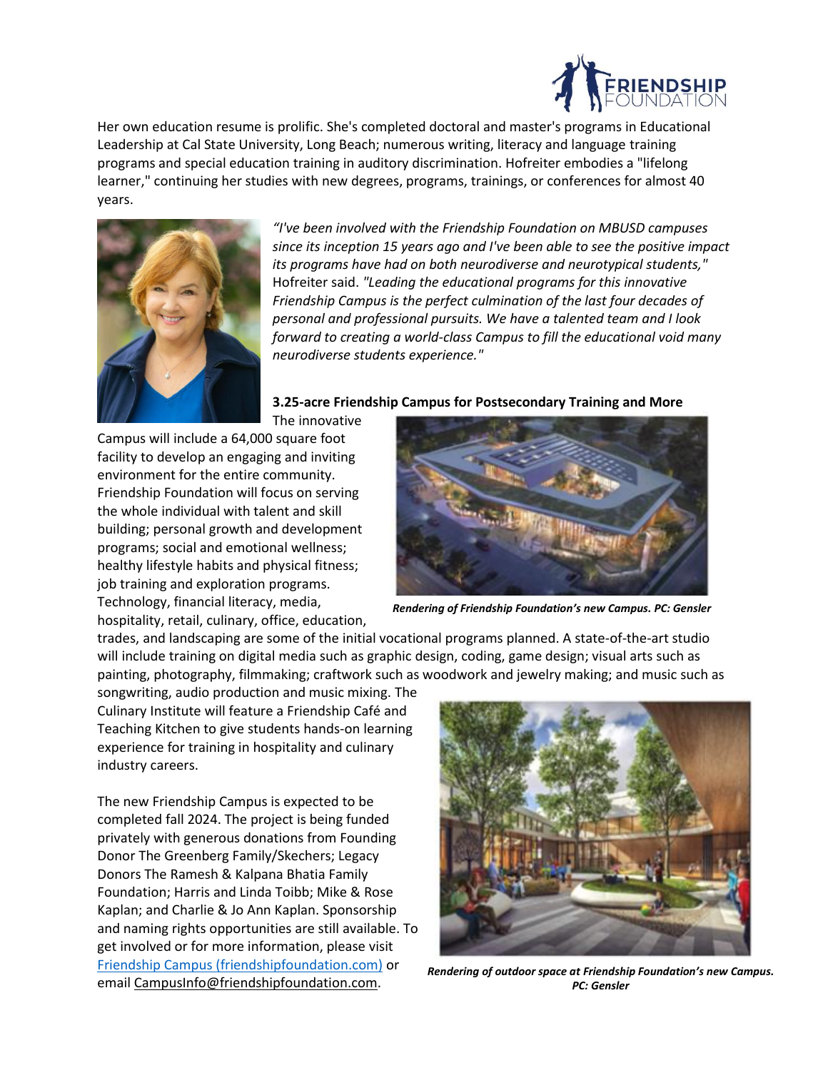Her own education resume is prolific. She's completed doctoral and master's programs in Educational Leadership at Cal State University, Long Beach; numerous writing, literacy and language training programs and special education training in auditory discrimination. Hofreiter embodies a "lifelong learner," continuing her studies with new degrees, programs, trainings, or conferences for almost 40 years.

*"I've been involved with the Friendship Foundation on MBUSD campuses since its inception 15 years ago and I've been able to see the positive impact its programs have had on both neurodiverse and neurotypical students,"* Hofreiter said. *"Leading the educational programs for this innovative Friendship Campus is the perfect culmination of the last four decades of personal and professional pursuits. We have a talented team and I look forward to creating a world-class Campus to fill the educational void many neurodiverse students experience."*

**3.25-acre Friendship Campus for Postsecondary Training and More**

The innovative Campus will include a 64,000 square foot facility to develop an engaging and inviting environment for the entire community. Friendship Foundation will focus on serving the whole individual with talent and skill building; personal growth and development programs; social and emotional wellness; healthy lifestyle habits and physical fitness; job training and exploration programs. Technology, financial literacy, media, hospitality, retail, culinary, office, education, trades, and landscaping are some of the initial vocational programs planned. A state-of-the-art studio will include training on digital media such as graphic design, coding, game design; visual arts such as painting, photography, filmmaking; craftwork such as woodwork and jewelry making; and music such as songwriting, audio production and music mixing. The Culinary Institute will feature a Friendship Café and Teaching Kitchen to give students hands-on learning experience for training in hospitality and culinary industry careers.

***Rendering of Friendship Foundation's new Campus. PC: Gensler***

The new Friendship Campus is expected to be completed fall 2024. The project is being funded privately with generous donations from Founding Donor The Greenberg Family/Skechers; Legacy Donors The Ramesh & Kalpana Bhatia Family Foundation; Harris and Linda Toibb; Mike & Rose Kaplan; and Charlie & Jo Ann Kaplan. Sponsorship and naming rights opportunities are still available. To get involved or for more information, please visit [Friendship Campus (friendshipfoundation.com)](friendshipfoundation.com) or email CampusInfo@friendshipfoundation.com.

***Rendering of outdoor space at Friendship Foundation's new Campus. PC: Gensler***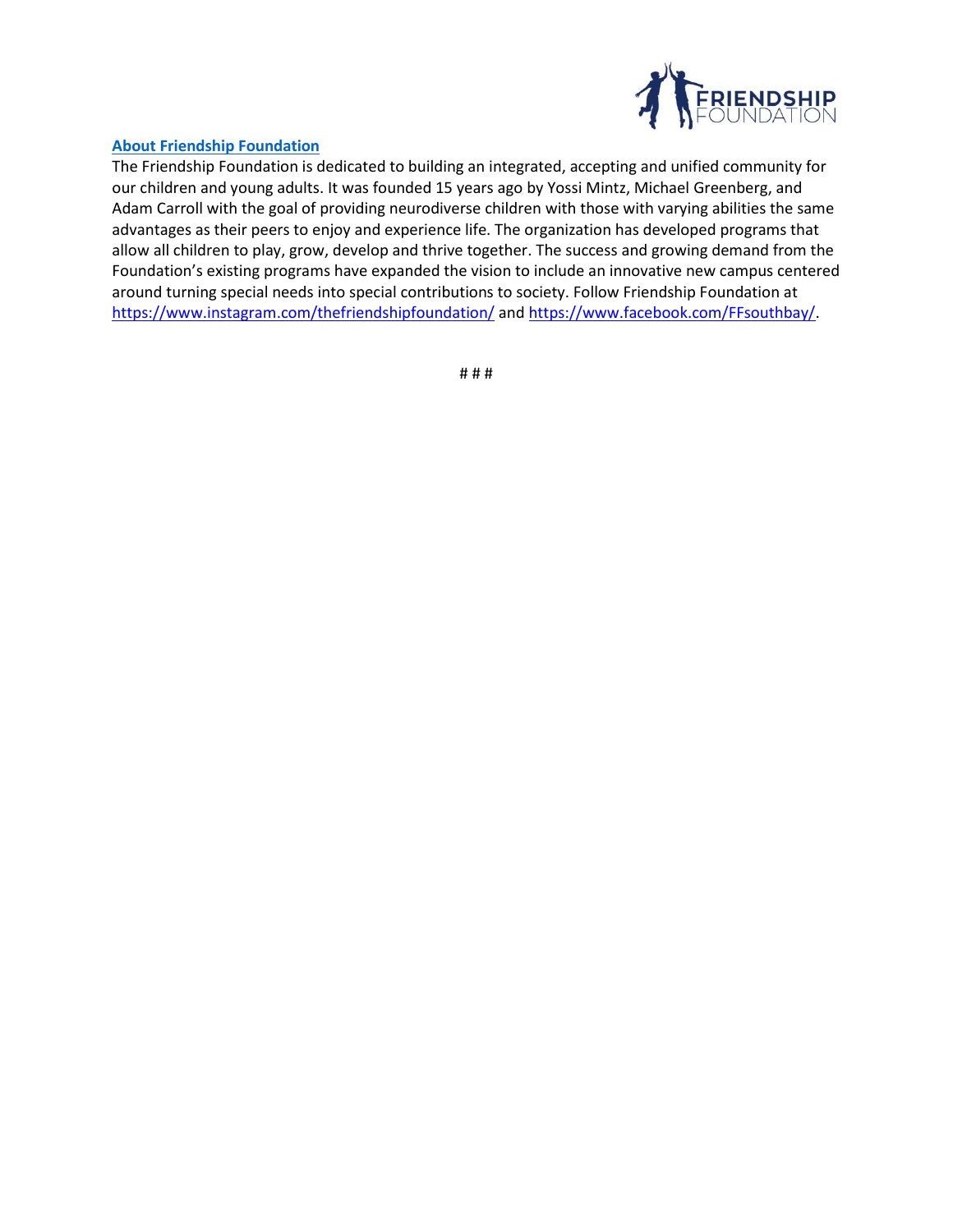**About Friendship Foundation**

The Friendship Foundation is dedicated to building an integrated, accepting and unified community for our children and young adults. It was founded 15 years ago by Yossi Mintz, Michael Greenberg, and Adam Carroll with the goal of providing neurodiverse children with those with varying abilities the same advantages as their peers to enjoy and experience life. The organization has developed programs that allow all children to play, grow, develop and thrive together. The success and growing demand from the Foundation's existing programs have expanded the vision to include an innovative new campus centered around turning special needs into special contributions to society. Follow Friendship Foundation at https://www.instagram.com/thefriendshipfoundation/ and https://www.facebook.com/FFsouthbay/.

# # #